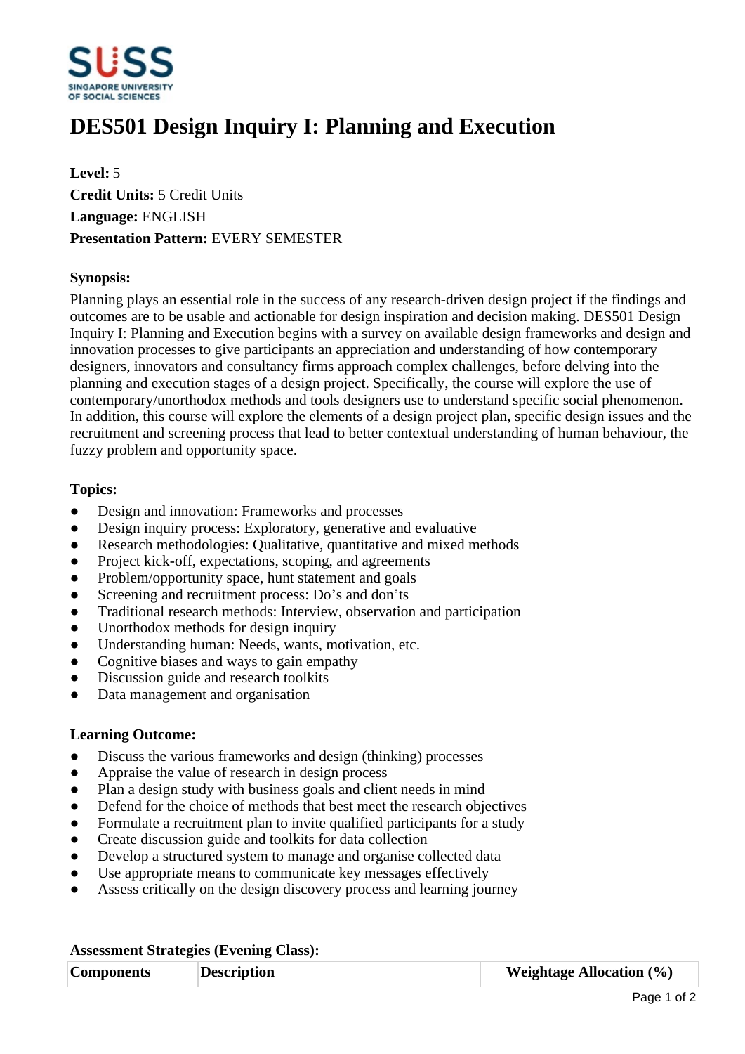# DES501 Design Inquiry I: Planning and Execution

**Level:** 5
**Credit Units:** 5 Credit Units
**Language:** ENGLISH
**Presentation Pattern:** EVERY SEMESTER

**Synopsis:**

Planning plays an essential role in the success of any research-driven design project if the findings and outcomes are to be usable and actionable for design inspiration and decision making. DES501 Design Inquiry I: Planning and Execution begins with a survey on available design frameworks and design and innovation processes to give participants an appreciation and understanding of how contemporary designers, innovators and consultancy firms approach complex challenges, before delving into the planning and execution stages of a design project. Specifically, the course will explore the use of contemporary/unorthodox methods and tools designers use to understand specific social phenomenon. In addition, this course will explore the elements of a design project plan, specific design issues and the recruitment and screening process that lead to better contextual understanding of human behaviour, the fuzzy problem and opportunity space.

**Topics:**

- Design and innovation: Frameworks and processes
- Design inquiry process: Exploratory, generative and evaluative
- Research methodologies: Qualitative, quantitative and mixed methods
- Project kick-off, expectations, scoping, and agreements
- Problem/opportunity space, hunt statement and goals
- Screening and recruitment process: Do's and don'ts
- Traditional research methods: Interview, observation and participation
- Unorthodox methods for design inquiry
- Understanding human: Needs, wants, motivation, etc.
- Cognitive biases and ways to gain empathy
- Discussion guide and research toolkits
- Data management and organisation

**Learning Outcome:**

- Discuss the various frameworks and design (thinking) processes
- Appraise the value of research in design process
- Plan a design study with business goals and client needs in mind
- Defend for the choice of methods that best meet the research objectives
- Formulate a recruitment plan to invite qualified participants for a study
- Create discussion guide and toolkits for data collection
- Develop a structured system to manage and organise collected data
- Use appropriate means to communicate key messages effectively
- Assess critically on the design discovery process and learning journey

**Assessment Strategies (Evening Class):**

| Components | Description | Weightage Allocation (%) |
|---|---|---|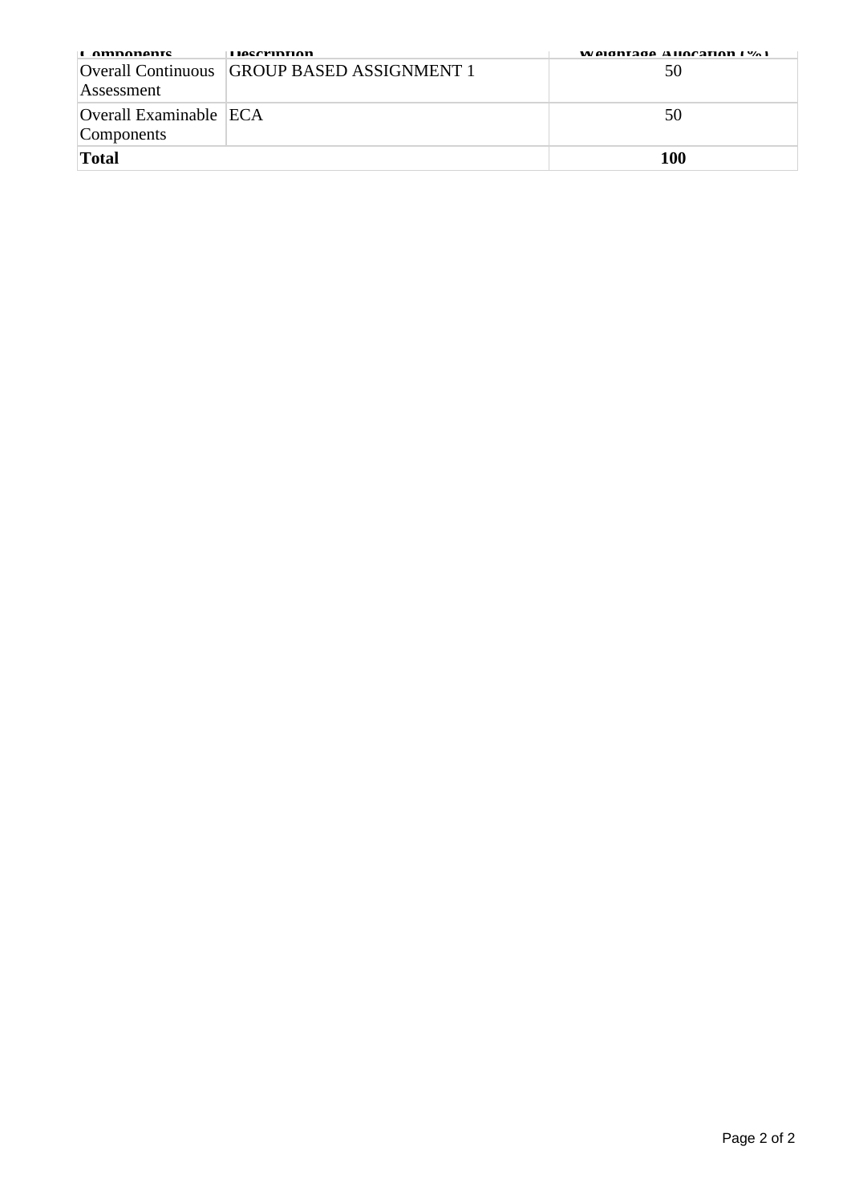| Components | Description | Weightage Allocation (%) |
| --- | --- | --- |
| Overall Continuous Assessment | GROUP BASED ASSIGNMENT 1 | 50 |
| Overall Examinable Components | ECA | 50 |
| **Total** | | **100** |